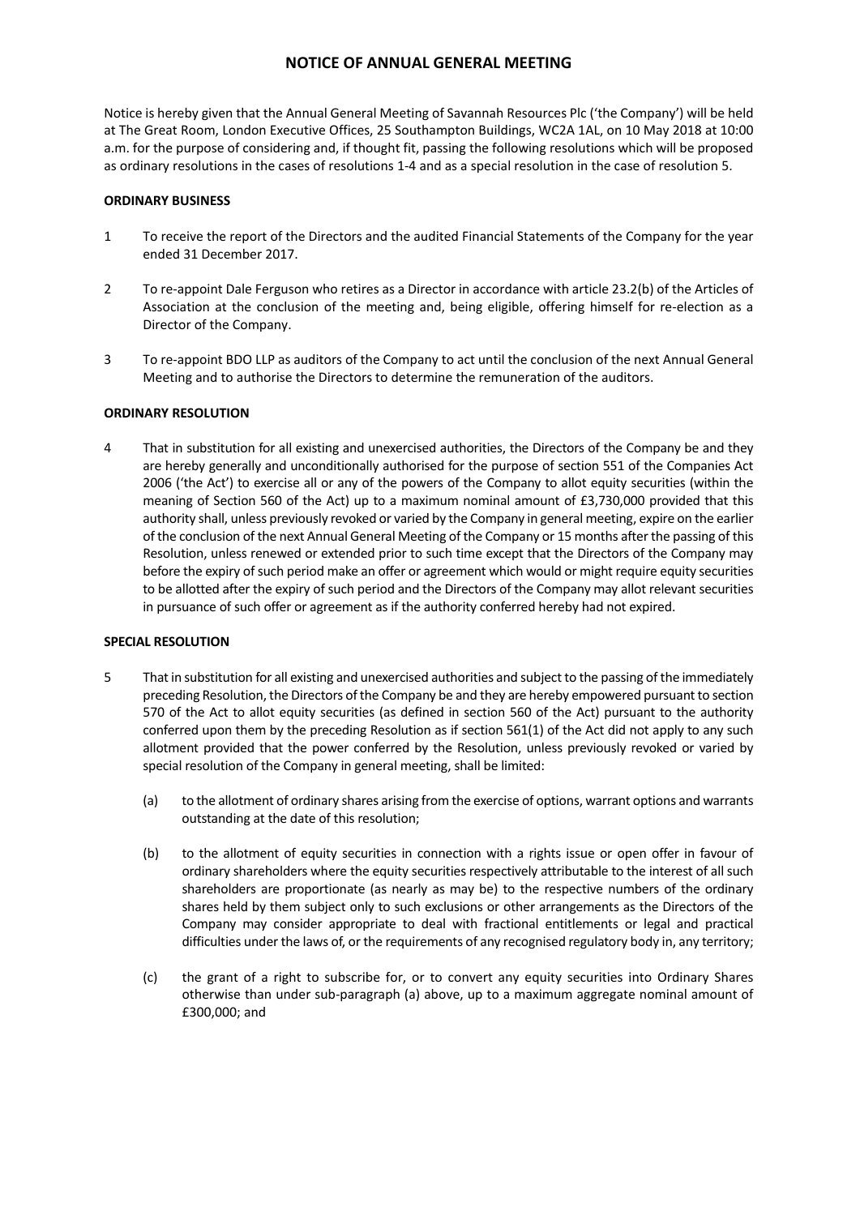# NOTICE OF ANNUAL GENERAL MEETING

Notice is hereby given that the Annual General Meeting of Savannah Resources Plc ('the Company') will be held at The Great Room, London Executive Offices, 25 Southampton Buildings, WC2A 1AL, on 10 May 2018 at 10:00 a.m. for the purpose of considering and, if thought fit, passing the following resolutions which will be proposed as ordinary resolutions in the cases of resolutions 1-4 and as a special resolution in the case of resolution 5.

**ORDINARY BUSINESS**

1 To receive the report of the Directors and the audited Financial Statements of the Company for the year ended 31 December 2017.

2 To re-appoint Dale Ferguson who retires as a Director in accordance with article 23.2(b) of the Articles of Association at the conclusion of the meeting and, being eligible, offering himself for re-election as a Director of the Company.

3 To re-appoint BDO LLP as auditors of the Company to act until the conclusion of the next Annual General Meeting and to authorise the Directors to determine the remuneration of the auditors.

**ORDINARY RESOLUTION**

4 That in substitution for all existing and unexercised authorities, the Directors of the Company be and they are hereby generally and unconditionally authorised for the purpose of section 551 of the Companies Act 2006 ('the Act') to exercise all or any of the powers of the Company to allot equity securities (within the meaning of Section 560 of the Act) up to a maximum nominal amount of £3,730,000 provided that this authority shall, unless previously revoked or varied by the Company in general meeting, expire on the earlier of the conclusion of the next Annual General Meeting of the Company or 15 months after the passing of this Resolution, unless renewed or extended prior to such time except that the Directors of the Company may before the expiry of such period make an offer or agreement which would or might require equity securities to be allotted after the expiry of such period and the Directors of the Company may allot relevant securities in pursuance of such offer or agreement as if the authority conferred hereby had not expired.

**SPECIAL RESOLUTION**

5 That in substitution for all existing and unexercised authorities and subject to the passing of the immediately preceding Resolution, the Directors of the Company be and they are hereby empowered pursuant to section 570 of the Act to allot equity securities (as defined in section 560 of the Act) pursuant to the authority conferred upon them by the preceding Resolution as if section 561(1) of the Act did not apply to any such allotment provided that the power conferred by the Resolution, unless previously revoked or varied by special resolution of the Company in general meeting, shall be limited:

(a) to the allotment of ordinary shares arising from the exercise of options, warrant options and warrants outstanding at the date of this resolution;

(b) to the allotment of equity securities in connection with a rights issue or open offer in favour of ordinary shareholders where the equity securities respectively attributable to the interest of all such shareholders are proportionate (as nearly as may be) to the respective numbers of the ordinary shares held by them subject only to such exclusions or other arrangements as the Directors of the Company may consider appropriate to deal with fractional entitlements or legal and practical difficulties under the laws of, or the requirements of any recognised regulatory body in, any territory;

(c) the grant of a right to subscribe for, or to convert any equity securities into Ordinary Shares otherwise than under sub-paragraph (a) above, up to a maximum aggregate nominal amount of £300,000; and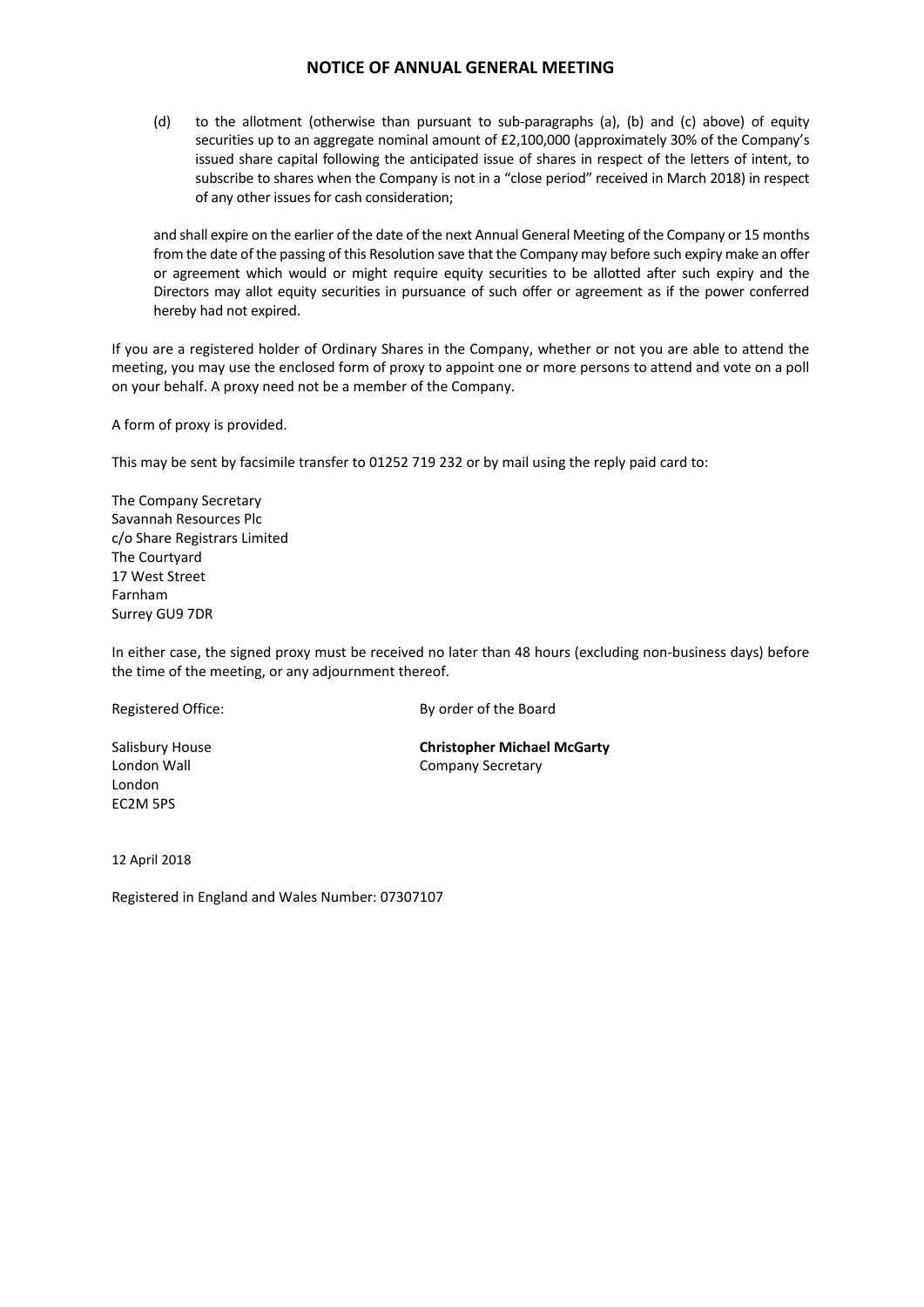# NOTICE OF ANNUAL GENERAL MEETING

(d) to the allotment (otherwise than pursuant to sub-paragraphs (a), (b) and (c) above) of equity securities up to an aggregate nominal amount of £2,100,000 (approximately 30% of the Company's issued share capital following the anticipated issue of shares in respect of the letters of intent, to subscribe to shares when the Company is not in a "close period" received in March 2018) in respect of any other issues for cash consideration;

and shall expire on the earlier of the date of the next Annual General Meeting of the Company or 15 months from the date of the passing of this Resolution save that the Company may before such expiry make an offer or agreement which would or might require equity securities to be allotted after such expiry and the Directors may allot equity securities in pursuance of such offer or agreement as if the power conferred hereby had not expired.

If you are a registered holder of Ordinary Shares in the Company, whether or not you are able to attend the meeting, you may use the enclosed form of proxy to appoint one or more persons to attend and vote on a poll on your behalf. A proxy need not be a member of the Company.

A form of proxy is provided.

This may be sent by facsimile transfer to 01252 719 232 or by mail using the reply paid card to:

The Company Secretary
Savannah Resources Plc
c/o Share Registrars Limited
The Courtyard
17 West Street
Farnham
Surrey GU9 7DR

In either case, the signed proxy must be received no later than 48 hours (excluding non-business days) before the time of the meeting, or any adjournment thereof.

Registered Office:

Salisbury House
London Wall
London
EC2M 5PS

By order of the Board

**Christopher Michael McGarty**
Company Secretary

12 April 2018

Registered in England and Wales Number: 07307107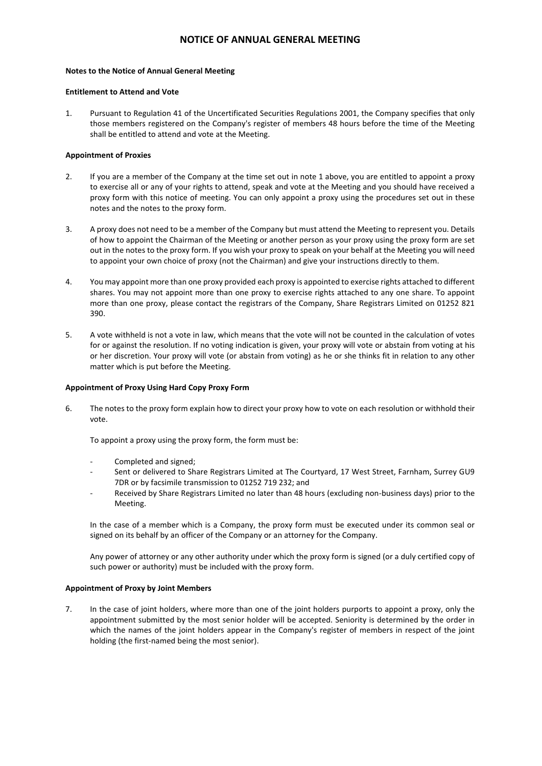# NOTICE OF ANNUAL GENERAL MEETING

**Notes to the Notice of Annual General Meeting**

**Entitlement to Attend and Vote**

1. Pursuant to Regulation 41 of the Uncertificated Securities Regulations 2001, the Company specifies that only those members registered on the Company's register of members 48 hours before the time of the Meeting shall be entitled to attend and vote at the Meeting.

**Appointment of Proxies**

2. If you are a member of the Company at the time set out in note 1 above, you are entitled to appoint a proxy to exercise all or any of your rights to attend, speak and vote at the Meeting and you should have received a proxy form with this notice of meeting. You can only appoint a proxy using the procedures set out in these notes and the notes to the proxy form.

3. A proxy does not need to be a member of the Company but must attend the Meeting to represent you. Details of how to appoint the Chairman of the Meeting or another person as your proxy using the proxy form are set out in the notes to the proxy form. If you wish your proxy to speak on your behalf at the Meeting you will need to appoint your own choice of proxy (not the Chairman) and give your instructions directly to them.

4. You may appoint more than one proxy provided each proxy is appointed to exercise rights attached to different shares. You may not appoint more than one proxy to exercise rights attached to any one share. To appoint more than one proxy, please contact the registrars of the Company, Share Registrars Limited on 01252 821 390.

5. A vote withheld is not a vote in law, which means that the vote will not be counted in the calculation of votes for or against the resolution. If no voting indication is given, your proxy will vote or abstain from voting at his or her discretion. Your proxy will vote (or abstain from voting) as he or she thinks fit in relation to any other matter which is put before the Meeting.

**Appointment of Proxy Using Hard Copy Proxy Form**

6. The notes to the proxy form explain how to direct your proxy how to vote on each resolution or withhold their vote.

   To appoint a proxy using the proxy form, the form must be:

   - Completed and signed;
   - Sent or delivered to Share Registrars Limited at The Courtyard, 17 West Street, Farnham, Surrey GU9 7DR or by facsimile transmission to 01252 719 232; and
   - Received by Share Registrars Limited no later than 48 hours (excluding non-business days) prior to the Meeting.

   In the case of a member which is a Company, the proxy form must be executed under its common seal or signed on its behalf by an officer of the Company or an attorney for the Company.

   Any power of attorney or any other authority under which the proxy form is signed (or a duly certified copy of such power or authority) must be included with the proxy form.

**Appointment of Proxy by Joint Members**

7. In the case of joint holders, where more than one of the joint holders purports to appoint a proxy, only the appointment submitted by the most senior holder will be accepted. Seniority is determined by the order in which the names of the joint holders appear in the Company's register of members in respect of the joint holding (the first-named being the most senior).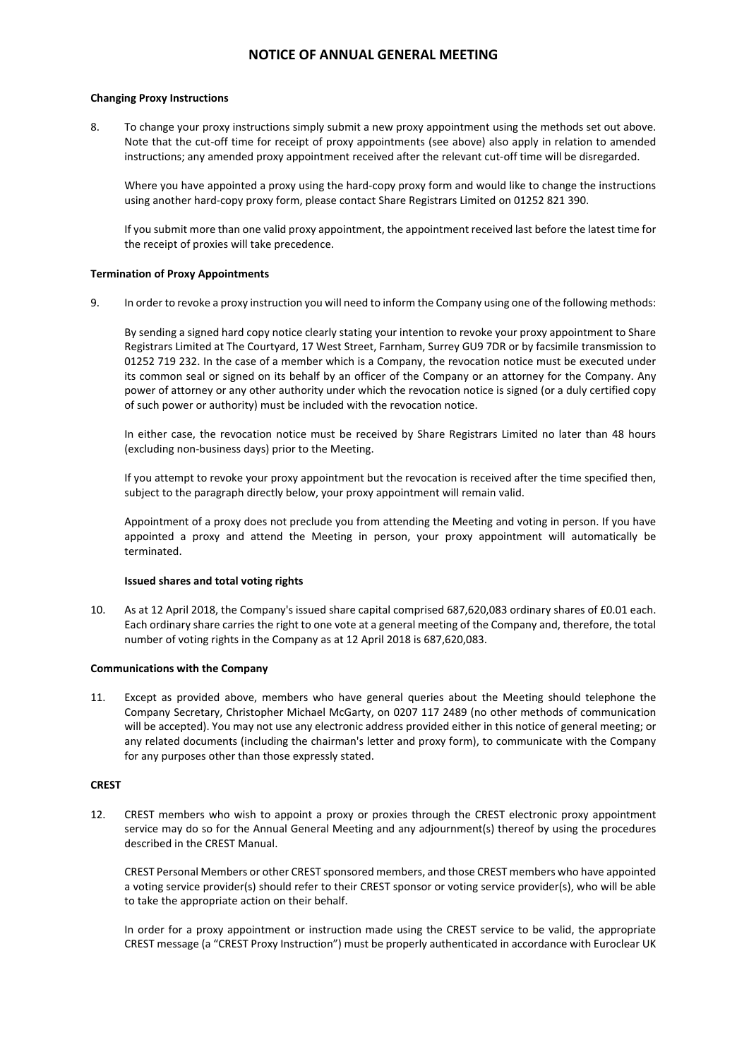# NOTICE OF ANNUAL GENERAL MEETING

**Changing Proxy Instructions**

8. To change your proxy instructions simply submit a new proxy appointment using the methods set out above. Note that the cut-off time for receipt of proxy appointments (see above) also apply in relation to amended instructions; any amended proxy appointment received after the relevant cut-off time will be disregarded.

   Where you have appointed a proxy using the hard-copy proxy form and would like to change the instructions using another hard-copy proxy form, please contact Share Registrars Limited on 01252 821 390.

   If you submit more than one valid proxy appointment, the appointment received last before the latest time for the receipt of proxies will take precedence.

**Termination of Proxy Appointments**

9. In order to revoke a proxy instruction you will need to inform the Company using one of the following methods:

   By sending a signed hard copy notice clearly stating your intention to revoke your proxy appointment to Share Registrars Limited at The Courtyard, 17 West Street, Farnham, Surrey GU9 7DR or by facsimile transmission to 01252 719 232. In the case of a member which is a Company, the revocation notice must be executed under its common seal or signed on its behalf by an officer of the Company or an attorney for the Company. Any power of attorney or any other authority under which the revocation notice is signed (or a duly certified copy of such power or authority) must be included with the revocation notice.

   In either case, the revocation notice must be received by Share Registrars Limited no later than 48 hours (excluding non-business days) prior to the Meeting.

   If you attempt to revoke your proxy appointment but the revocation is received after the time specified then, subject to the paragraph directly below, your proxy appointment will remain valid.

   Appointment of a proxy does not preclude you from attending the Meeting and voting in person. If you have appointed a proxy and attend the Meeting in person, your proxy appointment will automatically be terminated.

**Issued shares and total voting rights**

10. As at 12 April 2018, the Company's issued share capital comprised 687,620,083 ordinary shares of £0.01 each. Each ordinary share carries the right to one vote at a general meeting of the Company and, therefore, the total number of voting rights in the Company as at 12 April 2018 is 687,620,083.

**Communications with the Company**

11. Except as provided above, members who have general queries about the Meeting should telephone the Company Secretary, Christopher Michael McGarty, on 0207 117 2489 (no other methods of communication will be accepted). You may not use any electronic address provided either in this notice of general meeting; or any related documents (including the chairman's letter and proxy form), to communicate with the Company for any purposes other than those expressly stated.

**CREST**

12. CREST members who wish to appoint a proxy or proxies through the CREST electronic proxy appointment service may do so for the Annual General Meeting and any adjournment(s) thereof by using the procedures described in the CREST Manual.

    CREST Personal Members or other CREST sponsored members, and those CREST members who have appointed a voting service provider(s) should refer to their CREST sponsor or voting service provider(s), who will be able to take the appropriate action on their behalf.

    In order for a proxy appointment or instruction made using the CREST service to be valid, the appropriate CREST message (a "CREST Proxy Instruction") must be properly authenticated in accordance with Euroclear UK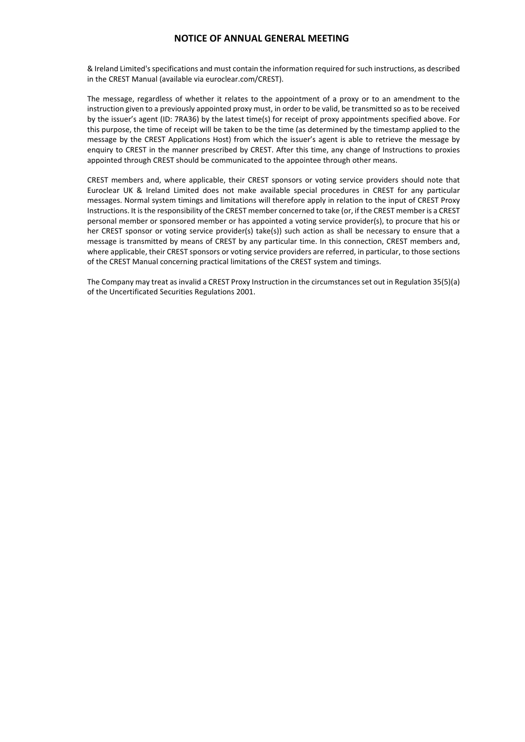& Ireland Limited's specifications and must contain the information required for such instructions, as described in the CREST Manual (available via euroclear.com/CREST).

The message, regardless of whether it relates to the appointment of a proxy or to an amendment to the instruction given to a previously appointed proxy must, in order to be valid, be transmitted so as to be received by the issuer's agent (ID: 7RA36) by the latest time(s) for receipt of proxy appointments specified above. For this purpose, the time of receipt will be taken to be the time (as determined by the timestamp applied to the message by the CREST Applications Host) from which the issuer's agent is able to retrieve the message by enquiry to CREST in the manner prescribed by CREST. After this time, any change of Instructions to proxies appointed through CREST should be communicated to the appointee through other means.

CREST members and, where applicable, their CREST sponsors or voting service providers should note that Euroclear UK & Ireland Limited does not make available special procedures in CREST for any particular messages. Normal system timings and limitations will therefore apply in relation to the input of CREST Proxy Instructions. It is the responsibility of the CREST member concerned to take (or, if the CREST member is a CREST personal member or sponsored member or has appointed a voting service provider(s), to procure that his or her CREST sponsor or voting service provider(s) take(s)) such action as shall be necessary to ensure that a message is transmitted by means of CREST by any particular time. In this connection, CREST members and, where applicable, their CREST sponsors or voting service providers are referred, in particular, to those sections of the CREST Manual concerning practical limitations of the CREST system and timings.

The Company may treat as invalid a CREST Proxy Instruction in the circumstances set out in Regulation 35(5)(a) of the Uncertificated Securities Regulations 2001.